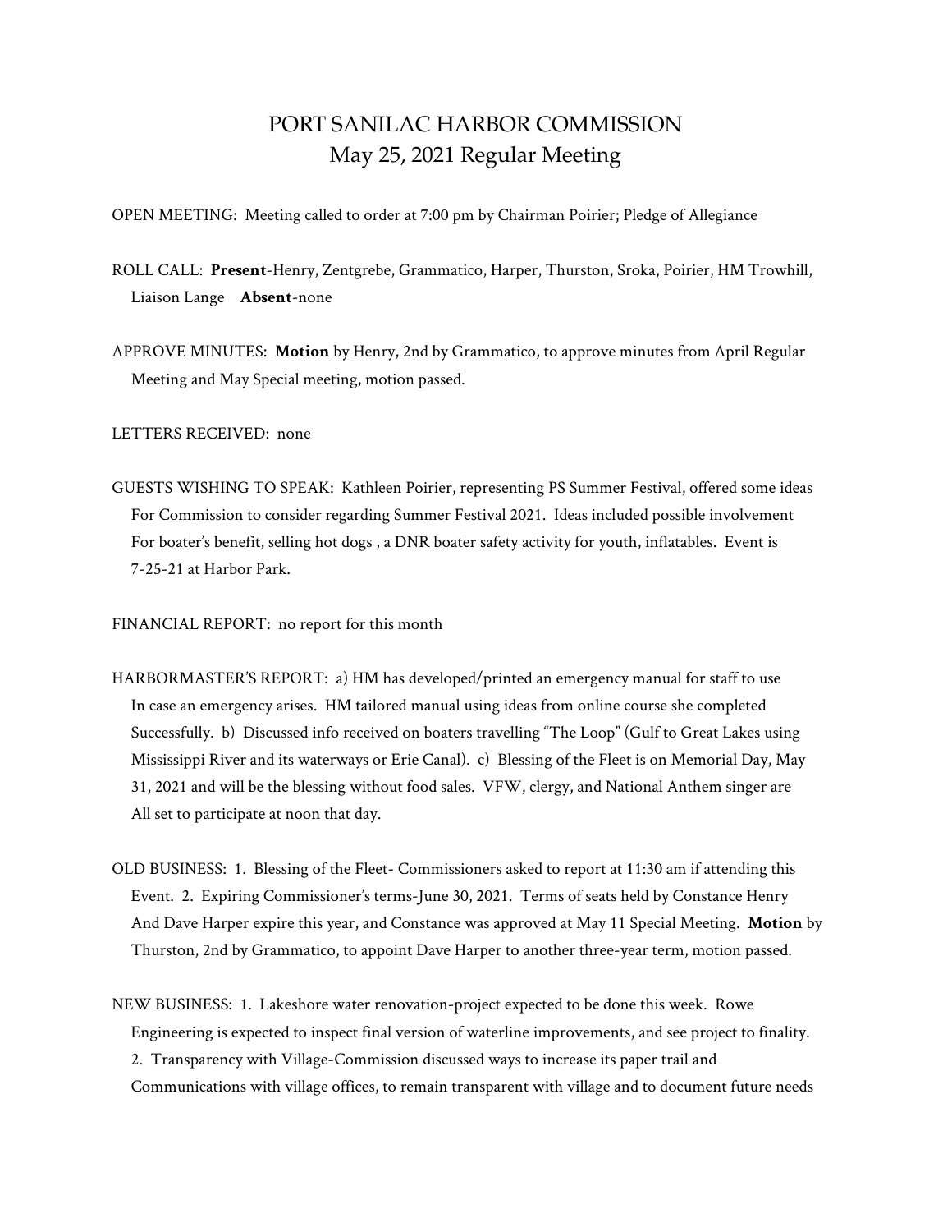# PORT SANILAC HARBOR COMMISSION
## May 25, 2021 Regular Meeting

OPEN MEETING: Meeting called to order at 7:00 pm by Chairman Poirier; Pledge of Allegiance

ROLL CALL: **Present**-Henry, Zentgrebe, Grammatico, Harper, Thurston, Sroka, Poirier, HM Trowhill, Liaison Lange **Absent**-none

APPROVE MINUTES: **Motion** by Henry, 2nd by Grammatico, to approve minutes from April Regular Meeting and May Special meeting, motion passed.

LETTERS RECEIVED: none

GUESTS WISHING TO SPEAK: Kathleen Poirier, representing PS Summer Festival, offered some ideas For Commission to consider regarding Summer Festival 2021. Ideas included possible involvement For boater's benefit, selling hot dogs , a DNR boater safety activity for youth, inflatables. Event is 7-25-21 at Harbor Park.

FINANCIAL REPORT: no report for this month

HARBORMASTER'S REPORT: a) HM has developed/printed an emergency manual for staff to use In case an emergency arises. HM tailored manual using ideas from online course she completed Successfully. b) Discussed info received on boaters travelling "The Loop" (Gulf to Great Lakes using Mississippi River and its waterways or Erie Canal). c) Blessing of the Fleet is on Memorial Day, May 31, 2021 and will be the blessing without food sales. VFW, clergy, and National Anthem singer are All set to participate at noon that day.

OLD BUSINESS: 1. Blessing of the Fleet- Commissioners asked to report at 11:30 am if attending this Event. 2. Expiring Commissioner's terms-June 30, 2021. Terms of seats held by Constance Henry And Dave Harper expire this year, and Constance was approved at May 11 Special Meeting. **Motion** by Thurston, 2nd by Grammatico, to appoint Dave Harper to another three-year term, motion passed.

NEW BUSINESS: 1. Lakeshore water renovation-project expected to be done this week. Rowe Engineering is expected to inspect final version of waterline improvements, and see project to finality. 2. Transparency with Village-Commission discussed ways to increase its paper trail and Communications with village offices, to remain transparent with village and to document future needs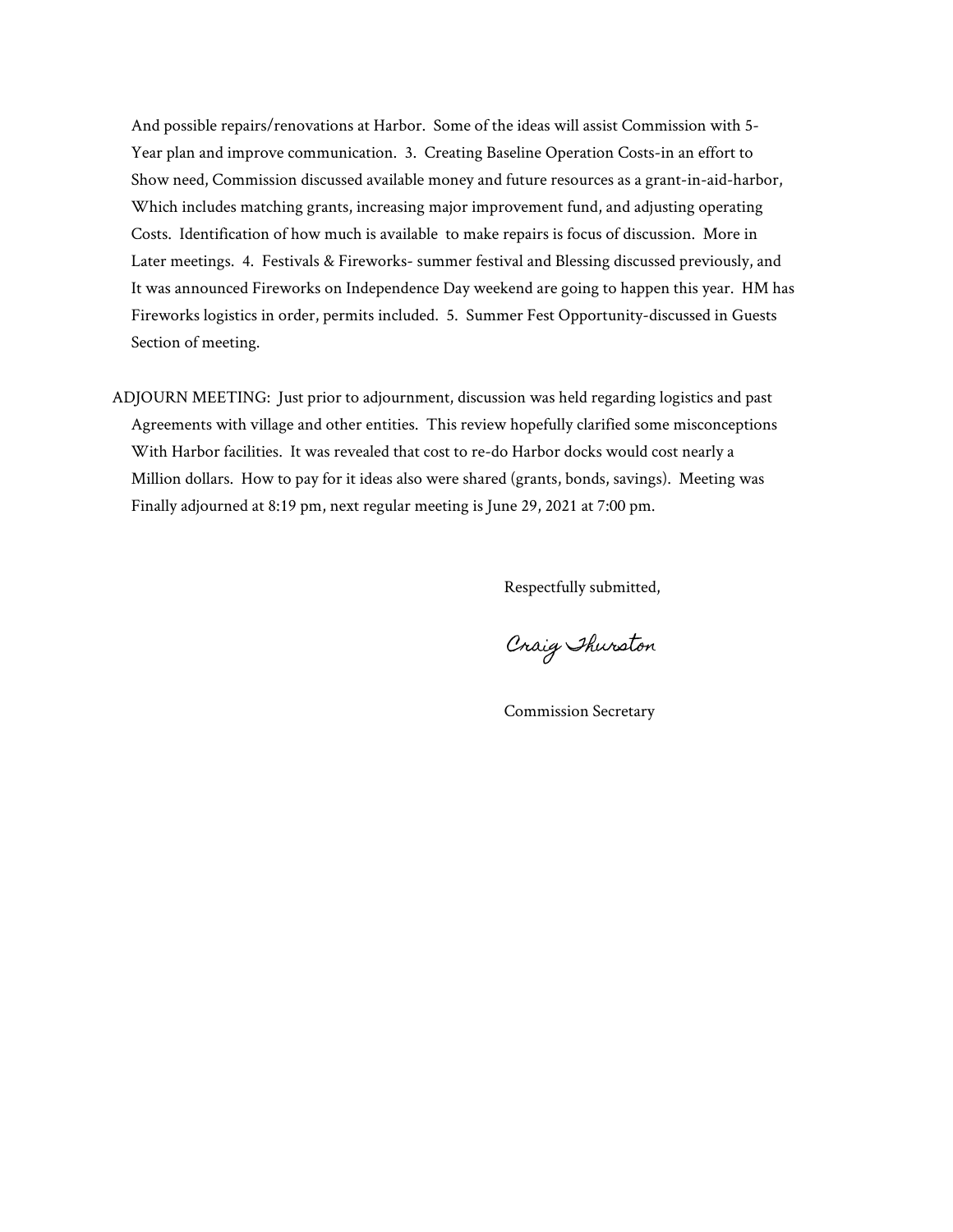And possible repairs/renovations at Harbor. Some of the ideas will assist Commission with 5-Year plan and improve communication. 3. Creating Baseline Operation Costs-in an effort to Show need, Commission discussed available money and future resources as a grant-in-aid-harbor, Which includes matching grants, increasing major improvement fund, and adjusting operating Costs. Identification of how much is available to make repairs is focus of discussion. More in Later meetings. 4. Festivals & Fireworks- summer festival and Blessing discussed previously, and It was announced Fireworks on Independence Day weekend are going to happen this year. HM has Fireworks logistics in order, permits included. 5. Summer Fest Opportunity-discussed in Guests Section of meeting.

ADJOURN MEETING: Just prior to adjournment, discussion was held regarding logistics and past Agreements with village and other entities. This review hopefully clarified some misconceptions With Harbor facilities. It was revealed that cost to re-do Harbor docks would cost nearly a Million dollars. How to pay for it ideas also were shared (grants, bonds, savings). Meeting was Finally adjourned at 8:19 pm, next regular meeting is June 29, 2021 at 7:00 pm.

Respectfully submitted,

Craig Thurston

Commission Secretary